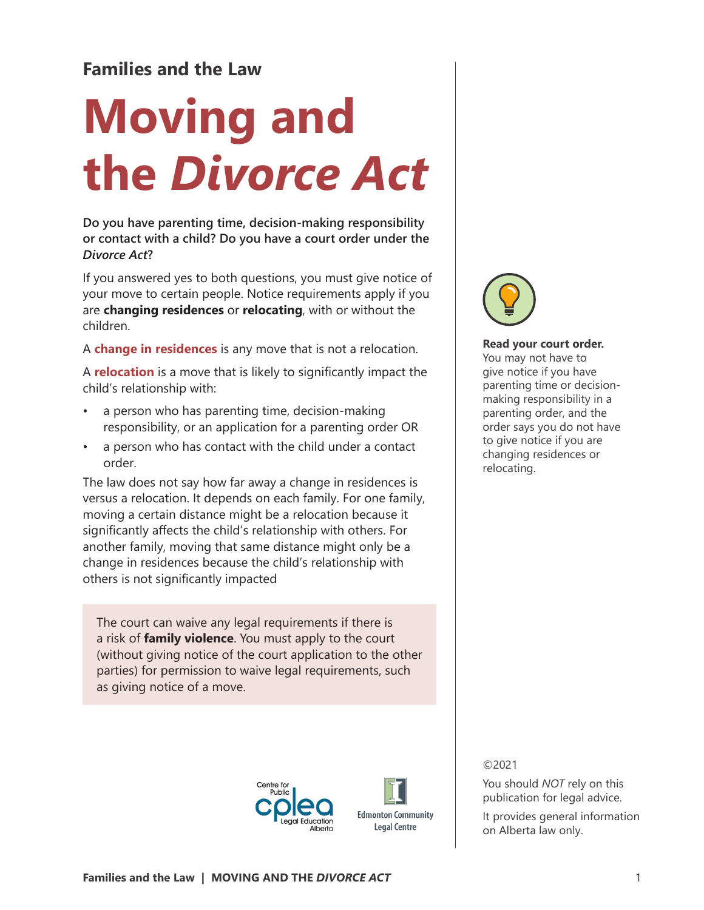## Families and the Law

# Moving and the *Divorce Act*

**Do you have parenting time, decision-making responsibility or contact with a child? Do you have a court order under the *Divorce Act*?**

If you answered yes to both questions, you must give notice of your move to certain people. Notice requirements apply if you are **changing residences** or **relocating**, with or without the children.

A **change in residences** is any move that is not a relocation.

A **relocation** is a move that is likely to significantly impact the child's relationship with:

- a person who has parenting time, decision-making responsibility, or an application for a parenting order OR
- a person who has contact with the child under a contact order.

The law does not say how far away a change in residences is versus a relocation. It depends on each family. For one family, moving a certain distance might be a relocation because it significantly affects the child's relationship with others. For another family, moving that same distance might only be a change in residences because the child's relationship with others is not significantly impacted

> The court can waive any legal requirements if there is a risk of **family violence**. You must apply to the court (without giving notice of the court application to the other parties) for permission to waive legal requirements, such as giving notice of a move.

**Read your court order.** You may not have to give notice if you have parenting time or decision-making responsibility in a parenting order, and the order says you do not have to give notice if you are changing residences or relocating.

Centre for Public Legal Education Alberta (cplea)

Edmonton Community Legal Centre

©2021

You should *NOT* rely on this publication for legal advice.

It provides general information on Alberta law only.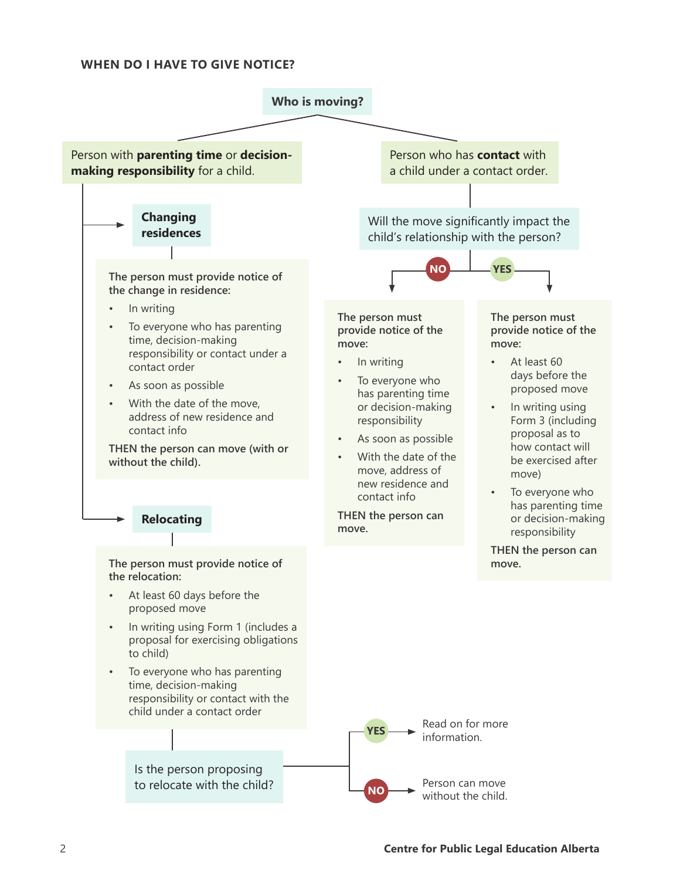## WHEN DO I HAVE TO GIVE NOTICE?

**Who is moving?**

### Person with **parenting time** or **decision-making responsibility** for a child.

**Changing residences**

**The person must provide notice of the change in residence:**

- In writing
- To everyone who has parenting time, decision-making responsibility or contact under a contact order
- As soon as possible
- With the date of the move, address of new residence and contact info

**THEN the person can move (with or without the child).**

**Relocating**

**The person must provide notice of the relocation:**

- At least 60 days before the proposed move
- In writing using Form 1 (includes a proposal for exercising obligations to child)
- To everyone who has parenting time, decision-making responsibility or contact with the child under a contact order

Is the person proposing to relocate with the child?

- **YES** → Read on for more information.
- **NO** → Person can move without the child.

### Person who has **contact** with a child under a contact order.

Will the move significantly impact the child's relationship with the person?

**NO**

**The person must provide notice of the move:**

- In writing
- To everyone who has parenting time or decision-making responsibility
- As soon as possible
- With the date of the move, address of new residence and contact info

**THEN the person can move.**

**YES**

**The person must provide notice of the move:**

- At least 60 days before the proposed move
- In writing using Form 3 (including proposal as to how contact will be exercised after move)
- To everyone who has parenting time or decision-making responsibility

**THEN the person can move.**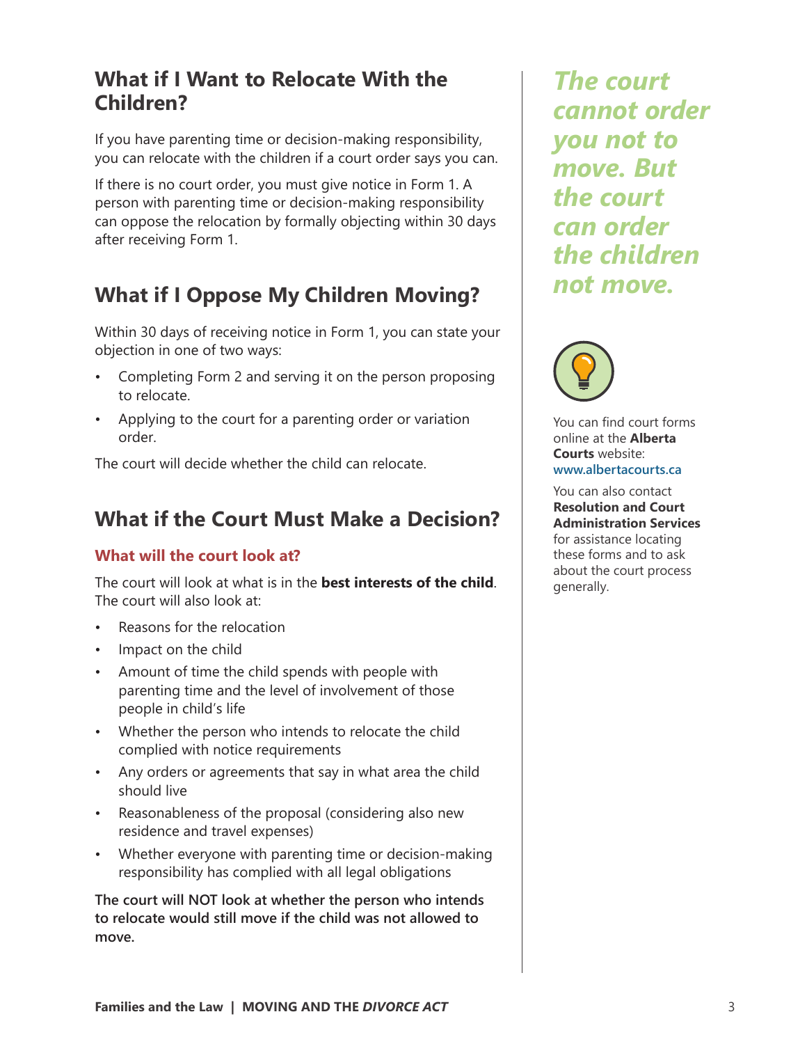## What if I Want to Relocate With the Children?

If you have parenting time or decision-making responsibility, you can relocate with the children if a court order says you can.

If there is no court order, you must give notice in Form 1. A person with parenting time or decision-making responsibility can oppose the relocation by formally objecting within 30 days after receiving Form 1.

## What if I Oppose My Children Moving?

Within 30 days of receiving notice in Form 1, you can state your objection in one of two ways:

- Completing Form 2 and serving it on the person proposing to relocate.
- Applying to the court for a parenting order or variation order.

The court will decide whether the child can relocate.

## What if the Court Must Make a Decision?

### What will the court look at?

The court will look at what is in the **best interests of the child**. The court will also look at:

- Reasons for the relocation
- Impact on the child
- Amount of time the child spends with people with parenting time and the level of involvement of those people in child's life
- Whether the person who intends to relocate the child complied with notice requirements
- Any orders or agreements that say in what area the child should live
- Reasonableness of the proposal (considering also new residence and travel expenses)
- Whether everyone with parenting time or decision-making responsibility has complied with all legal obligations

**The court will NOT look at whether the person who intends to relocate would still move if the child was not allowed to move.**

***The court cannot order you not to move. But the court can order the children not move.***

You can find court forms online at the **Alberta Courts** website: **www.albertacourts.ca**

You can also contact **Resolution and Court Administration Services** for assistance locating these forms and to ask about the court process generally.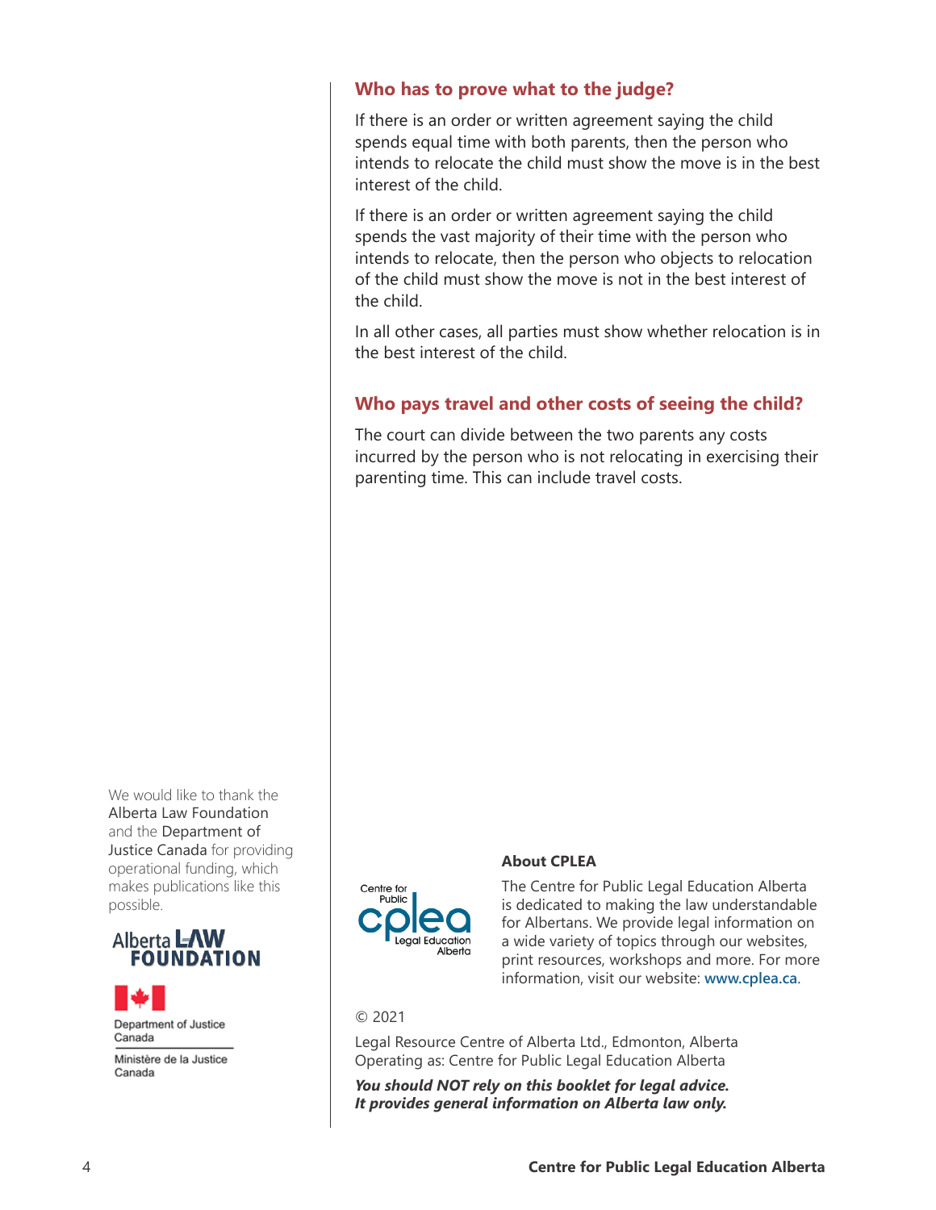## Who has to prove what to the judge?

If there is an order or written agreement saying the child spends equal time with both parents, then the person who intends to relocate the child must show the move is in the best interest of the child.

If there is an order or written agreement saying the child spends the vast majority of their time with the person who intends to relocate, then the person who objects to relocation of the child must show the move is not in the best interest of the child.

In all other cases, all parties must show whether relocation is in the best interest of the child.

## Who pays travel and other costs of seeing the child?

The court can divide between the two parents any costs incurred by the person who is not relocating in exercising their parenting time. This can include travel costs.

We would like to thank the Alberta Law Foundation and the Department of Justice Canada for providing operational funding, which makes publications like this possible.

Alberta LAW FOUNDATION

Department of Justice Canada

Ministère de la Justice Canada

### About CPLEA

The Centre for Public Legal Education Alberta is dedicated to making the law understandable for Albertans. We provide legal information on a wide variety of topics through our websites, print resources, workshops and more. For more information, visit our website: **www.cplea.ca**.

© 2021

Legal Resource Centre of Alberta Ltd., Edmonton, Alberta
Operating as: Centre for Public Legal Education Alberta

***You should NOT rely on this booklet for legal advice. It provides general information on Alberta law only.***